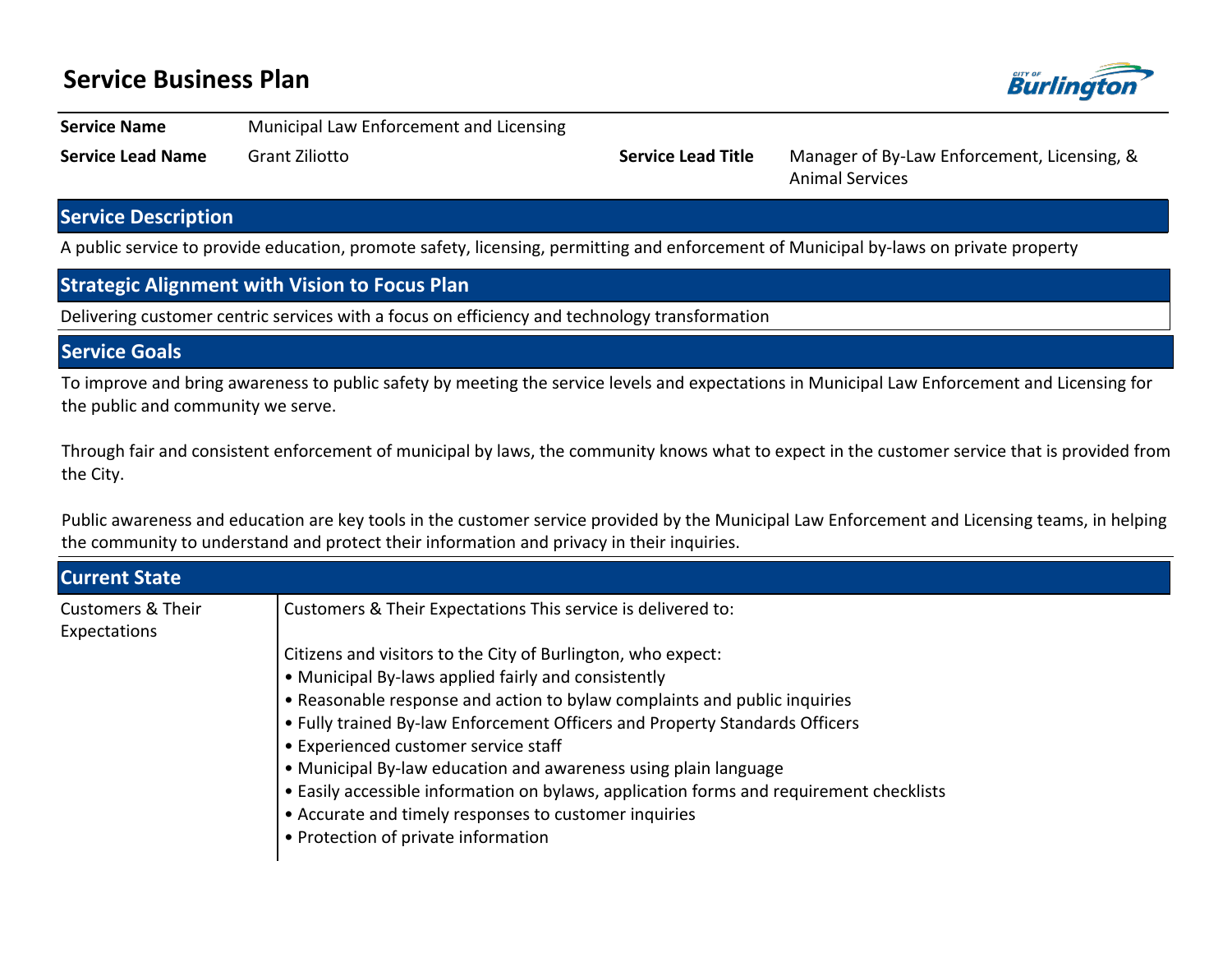# Service Business Plan

| | | | |
|---|---|---|---|
| **Service Name** | Municipal Law Enforcement and Licensing | | |
| **Service Lead Name** | Grant Ziliotto | **Service Lead Title** | Manager of By-Law Enforcement, Licensing, & Animal Services |

## Service Description

A public service to provide education, promote safety, licensing, permitting and enforcement of Municipal by-laws on private property

## Strategic Alignment with Vision to Focus Plan

Delivering customer centric services with a focus on efficiency and technology transformation

## Service Goals

To improve and bring awareness to public safety by meeting the service levels and expectations in Municipal Law Enforcement and Licensing for the public and community we serve.

Through fair and consistent enforcement of municipal by laws, the community knows what to expect in the customer service that is provided from the City.

Public awareness and education are key tools in the customer service provided by the Municipal Law Enforcement and Licensing teams, in helping the community to understand and protect their information and privacy in their inquiries.

## Current State

**Customers & Their Expectations**

Customers & Their Expectations This service is delivered to:

Citizens and visitors to the City of Burlington, who expect:
- Municipal By-laws applied fairly and consistently
- Reasonable response and action to bylaw complaints and public inquiries
- Fully trained By-law Enforcement Officers and Property Standards Officers
- Experienced customer service staff
- Municipal By-law education and awareness using plain language
- Easily accessible information on bylaws, application forms and requirement checklists
- Accurate and timely responses to customer inquiries
- Protection of private information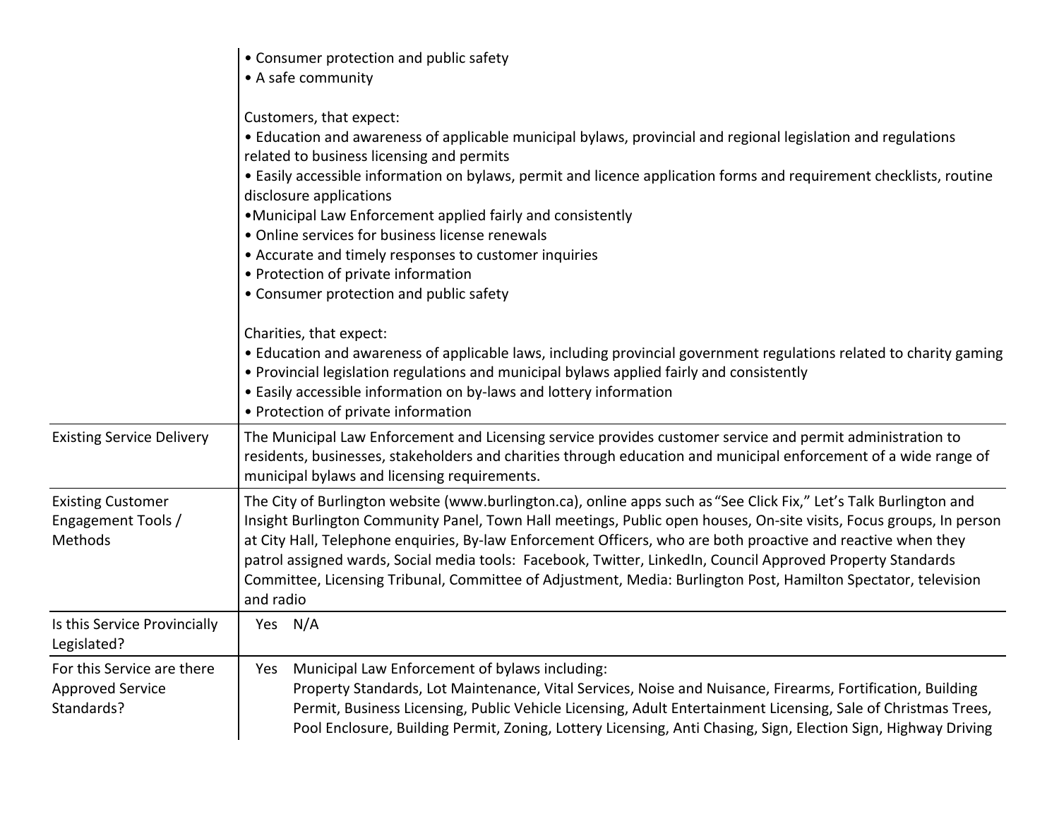| | |
|---|---|
| | • Consumer protection and public safety<br>• A safe community<br><br>Customers, that expect:<br>• Education and awareness of applicable municipal bylaws, provincial and regional legislation and regulations related to business licensing and permits<br>• Easily accessible information on bylaws, permit and licence application forms and requirement checklists, routine disclosure applications<br>•Municipal Law Enforcement applied fairly and consistently<br>• Online services for business license renewals<br>• Accurate and timely responses to customer inquiries<br>• Protection of private information<br>• Consumer protection and public safety<br><br>Charities, that expect:<br>• Education and awareness of applicable laws, including provincial government regulations related to charity gaming<br>• Provincial legislation regulations and municipal bylaws applied fairly and consistently<br>• Easily accessible information on by-laws and lottery information<br>• Protection of private information |
| Existing Service Delivery | The Municipal Law Enforcement and Licensing service provides customer service and permit administration to residents, businesses, stakeholders and charities through education and municipal enforcement of a wide range of municipal bylaws and licensing requirements. |
| Existing Customer Engagement Tools / Methods | The City of Burlington website (www.burlington.ca), online apps such as "See Click Fix," Let's Talk Burlington and Insight Burlington Community Panel, Town Hall meetings, Public open houses, On-site visits, Focus groups, In person at City Hall, Telephone enquiries, By-law Enforcement Officers, who are both proactive and reactive when they patrol assigned wards, Social media tools: Facebook, Twitter, LinkedIn, Council Approved Property Standards Committee, Licensing Tribunal, Committee of Adjustment, Media: Burlington Post, Hamilton Spectator, television and radio |
| Is this Service Provincially Legislated? | Yes N/A |
| For this Service are there Approved Service Standards? | Yes Municipal Law Enforcement of bylaws including:<br>Property Standards, Lot Maintenance, Vital Services, Noise and Nuisance, Firearms, Fortification, Building Permit, Business Licensing, Public Vehicle Licensing, Adult Entertainment Licensing, Sale of Christmas Trees, Pool Enclosure, Building Permit, Zoning, Lottery Licensing, Anti Chasing, Sign, Election Sign, Highway Driving |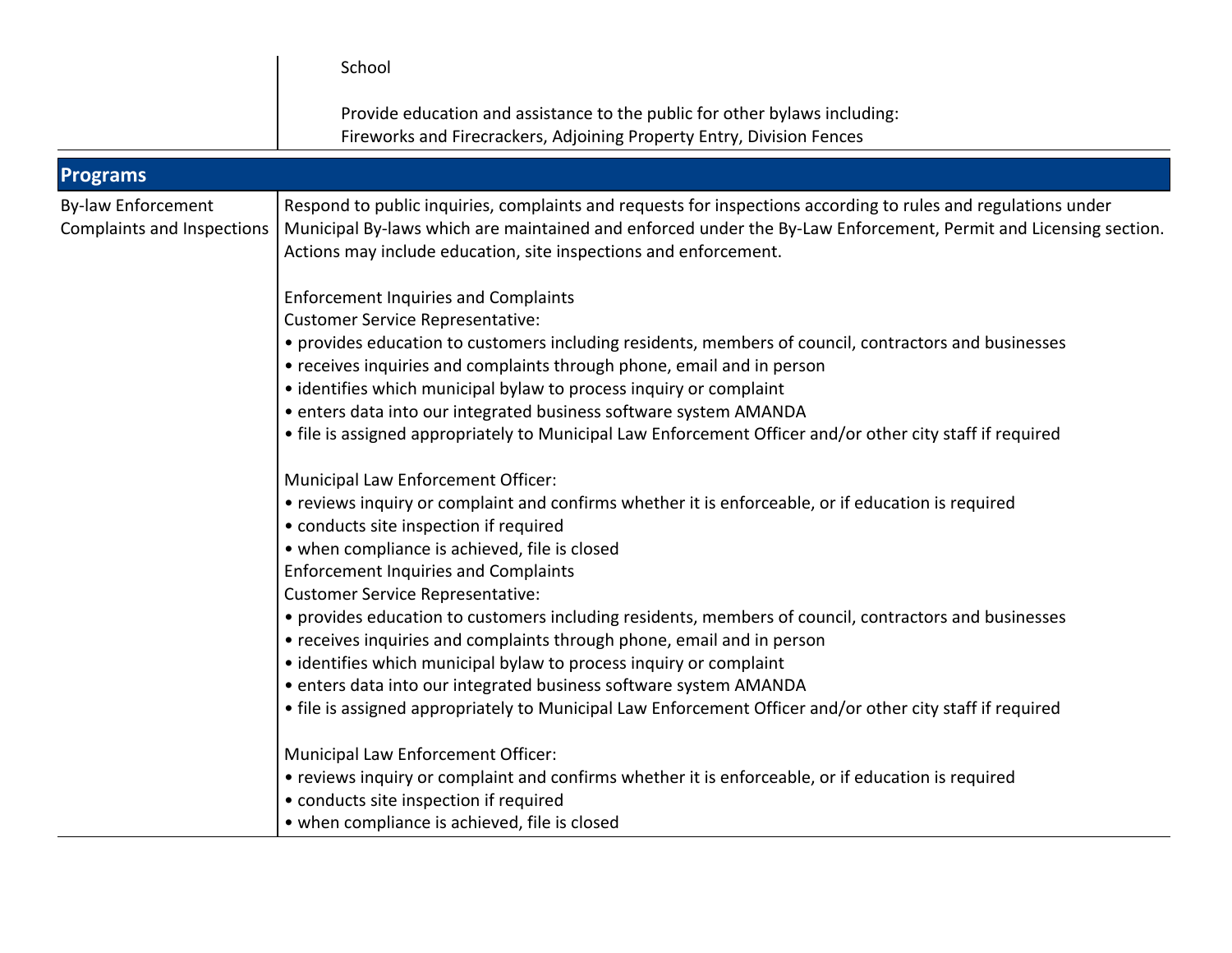| | |
|---|---|
| | School<br><br>Provide education and assistance to the public for other bylaws including:<br>Fireworks and Firecrackers, Adjoining Property Entry, Division Fences |

| **Programs** | |
|---|---|
| By-law Enforcement Complaints and Inspections | Respond to public inquiries, complaints and requests for inspections according to rules and regulations under Municipal By-laws which are maintained and enforced under the By-Law Enforcement, Permit and Licensing section. Actions may include education, site inspections and enforcement.<br><br>Enforcement Inquiries and Complaints<br>Customer Service Representative:<br>• provides education to customers including residents, members of council, contractors and businesses<br>• receives inquiries and complaints through phone, email and in person<br>• identifies which municipal bylaw to process inquiry or complaint<br>• enters data into our integrated business software system AMANDA<br>• file is assigned appropriately to Municipal Law Enforcement Officer and/or other city staff if required<br><br>Municipal Law Enforcement Officer:<br>• reviews inquiry or complaint and confirms whether it is enforceable, or if education is required<br>• conducts site inspection if required<br>• when compliance is achieved, file is closed<br>Enforcement Inquiries and Complaints<br>Customer Service Representative:<br>• provides education to customers including residents, members of council, contractors and businesses<br>• receives inquiries and complaints through phone, email and in person<br>• identifies which municipal bylaw to process inquiry or complaint<br>• enters data into our integrated business software system AMANDA<br>• file is assigned appropriately to Municipal Law Enforcement Officer and/or other city staff if required<br><br>Municipal Law Enforcement Officer:<br>• reviews inquiry or complaint and confirms whether it is enforceable, or if education is required<br>• conducts site inspection if required<br>• when compliance is achieved, file is closed |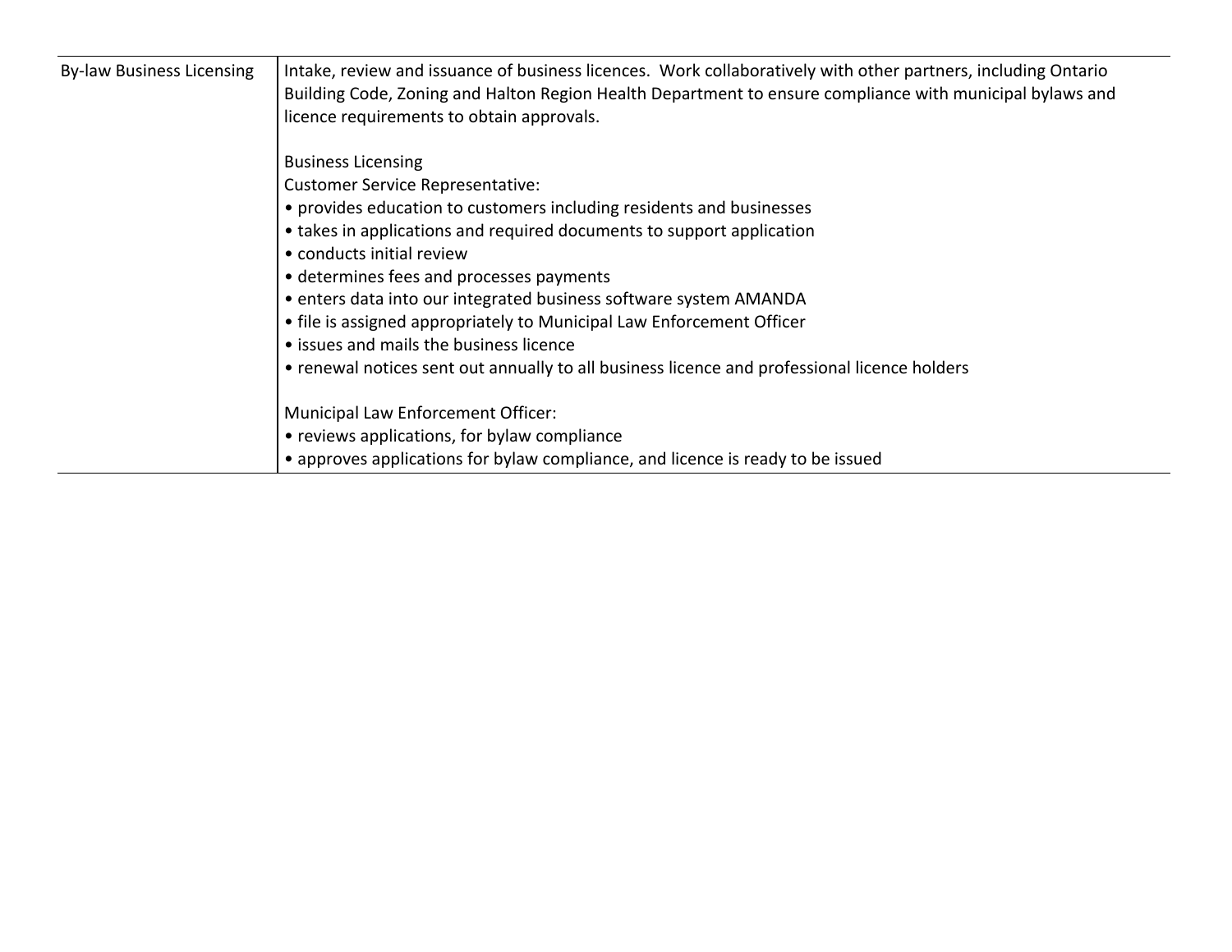| By-law Business Licensing | Intake, review and issuance of business licences. Work collaboratively with other partners, including Ontario Building Code, Zoning and Halton Region Health Department to ensure compliance with municipal bylaws and licence requirements to obtain approvals.<br><br>Business Licensing<br>Customer Service Representative:<br>• provides education to customers including residents and businesses<br>• takes in applications and required documents to support application<br>• conducts initial review<br>• determines fees and processes payments<br>• enters data into our integrated business software system AMANDA<br>• file is assigned appropriately to Municipal Law Enforcement Officer<br>• issues and mails the business licence<br>• renewal notices sent out annually to all business licence and professional licence holders<br><br>Municipal Law Enforcement Officer:<br>• reviews applications, for bylaw compliance<br>• approves applications for bylaw compliance, and licence is ready to be issued |
|---|---|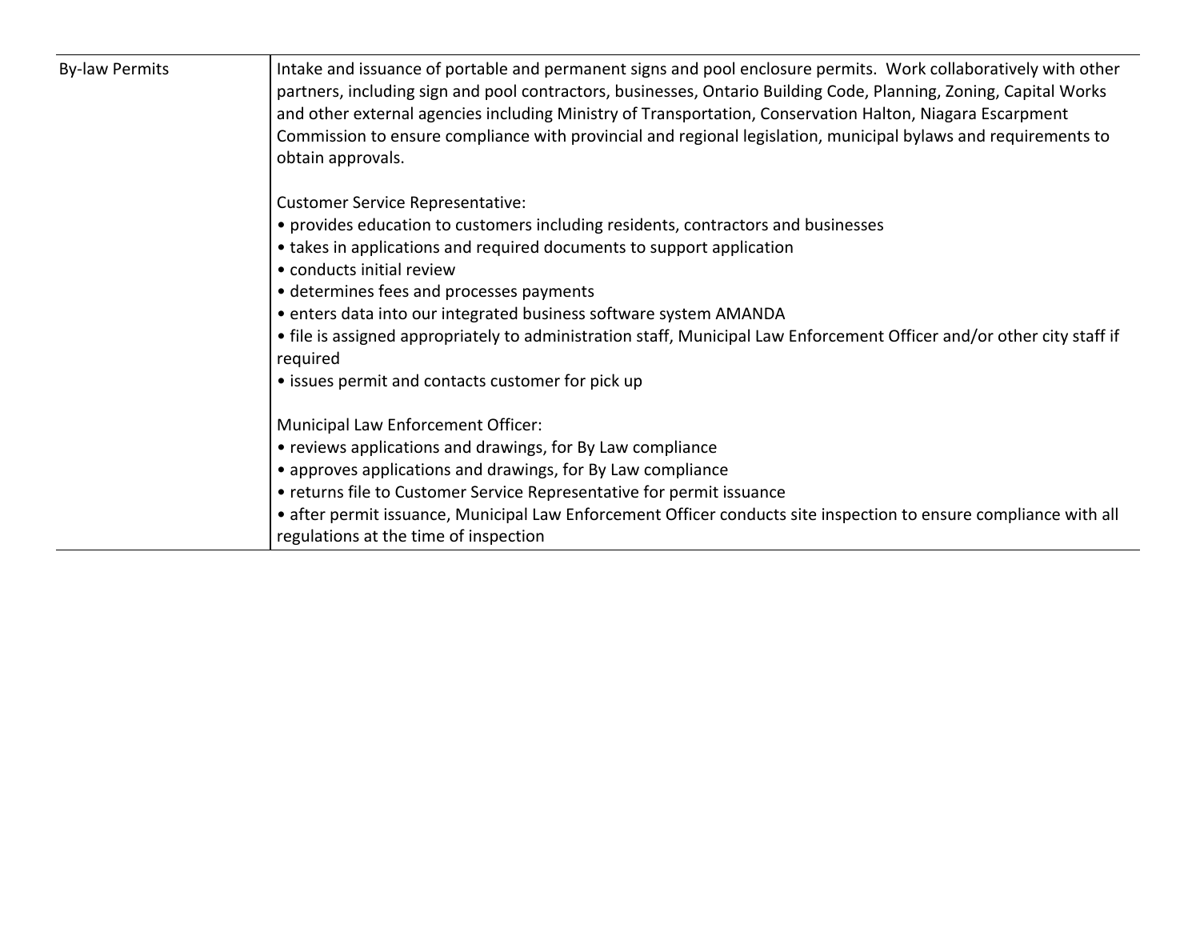| | |
|---|---|
| By-law Permits | Intake and issuance of portable and permanent signs and pool enclosure permits. Work collaboratively with other partners, including sign and pool contractors, businesses, Ontario Building Code, Planning, Zoning, Capital Works and other external agencies including Ministry of Transportation, Conservation Halton, Niagara Escarpment Commission to ensure compliance with provincial and regional legislation, municipal bylaws and requirements to obtain approvals.<br><br>Customer Service Representative:<br>• provides education to customers including residents, contractors and businesses<br>• takes in applications and required documents to support application<br>• conducts initial review<br>• determines fees and processes payments<br>• enters data into our integrated business software system AMANDA<br>• file is assigned appropriately to administration staff, Municipal Law Enforcement Officer and/or other city staff if required<br>• issues permit and contacts customer for pick up<br><br>Municipal Law Enforcement Officer:<br>• reviews applications and drawings, for By Law compliance<br>• approves applications and drawings, for By Law compliance<br>• returns file to Customer Service Representative for permit issuance<br>• after permit issuance, Municipal Law Enforcement Officer conducts site inspection to ensure compliance with all regulations at the time of inspection |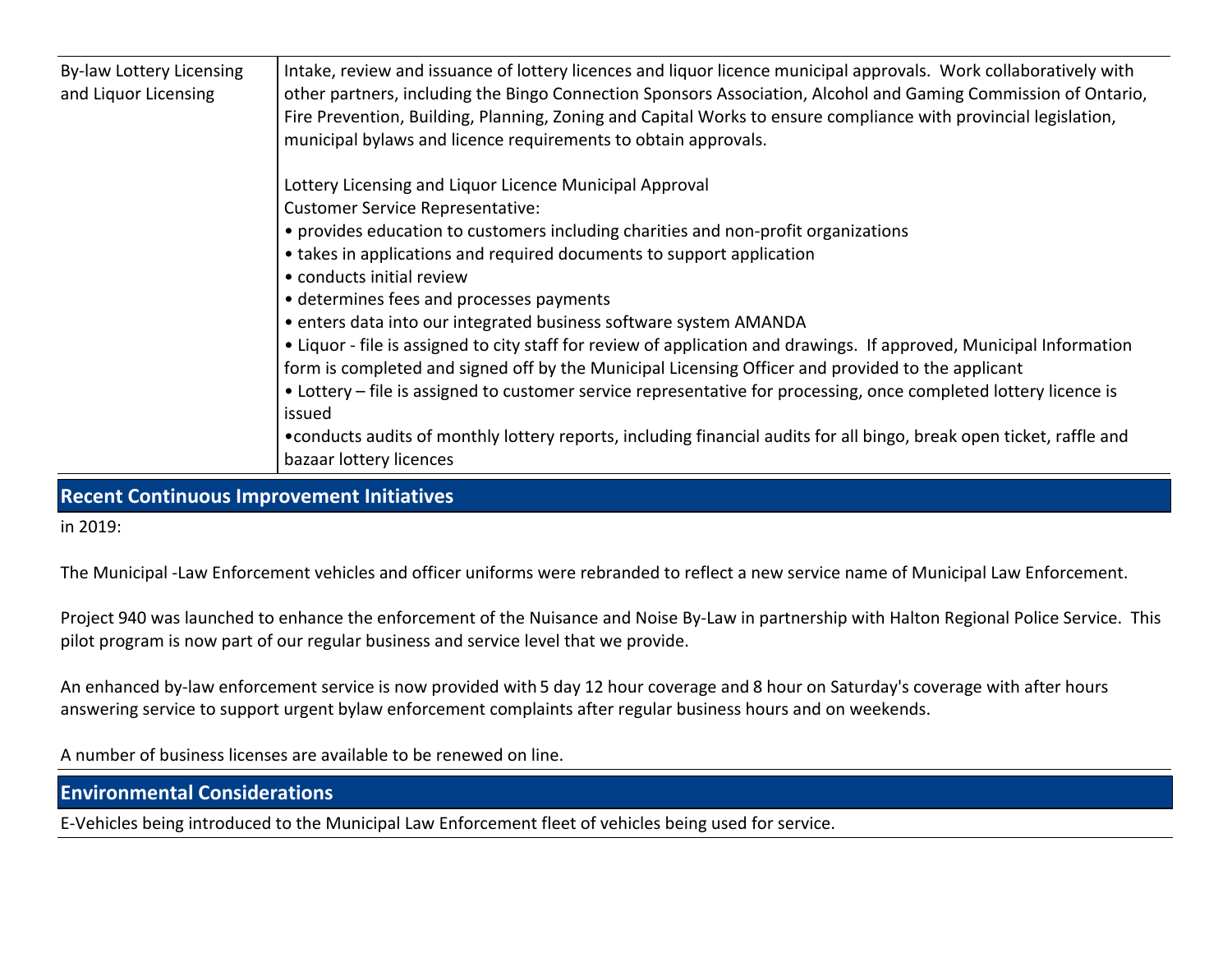| By-law Lottery Licensing and Liquor Licensing | Intake, review and issuance of lottery licences and liquor licence municipal approvals. Work collaboratively with other partners, including the Bingo Connection Sponsors Association, Alcohol and Gaming Commission of Ontario, Fire Prevention, Building, Planning, Zoning and Capital Works to ensure compliance with provincial legislation, municipal bylaws and licence requirements to obtain approvals.<br><br>Lottery Licensing and Liquor Licence Municipal Approval<br>Customer Service Representative:<br>• provides education to customers including charities and non-profit organizations<br>• takes in applications and required documents to support application<br>• conducts initial review<br>• determines fees and processes payments<br>• enters data into our integrated business software system AMANDA<br>• Liquor - file is assigned to city staff for review of application and drawings. If approved, Municipal Information form is completed and signed off by the Municipal Licensing Officer and provided to the applicant<br>• Lottery – file is assigned to customer service representative for processing, once completed lottery licence is issued<br>•conducts audits of monthly lottery reports, including financial audits for all bingo, break open ticket, raffle and bazaar lottery licences |
|---|---|

## Recent Continuous Improvement Initiatives

in 2019:

The Municipal -Law Enforcement vehicles and officer uniforms were rebranded to reflect a new service name of Municipal Law Enforcement.

Project 940 was launched to enhance the enforcement of the Nuisance and Noise By-Law in partnership with Halton Regional Police Service. This pilot program is now part of our regular business and service level that we provide.

An enhanced by-law enforcement service is now provided with 5 day 12 hour coverage and 8 hour on Saturday's coverage with after hours answering service to support urgent bylaw enforcement complaints after regular business hours and on weekends.

A number of business licenses are available to be renewed on line.

## Environmental Considerations

E-Vehicles being introduced to the Municipal Law Enforcement fleet of vehicles being used for service.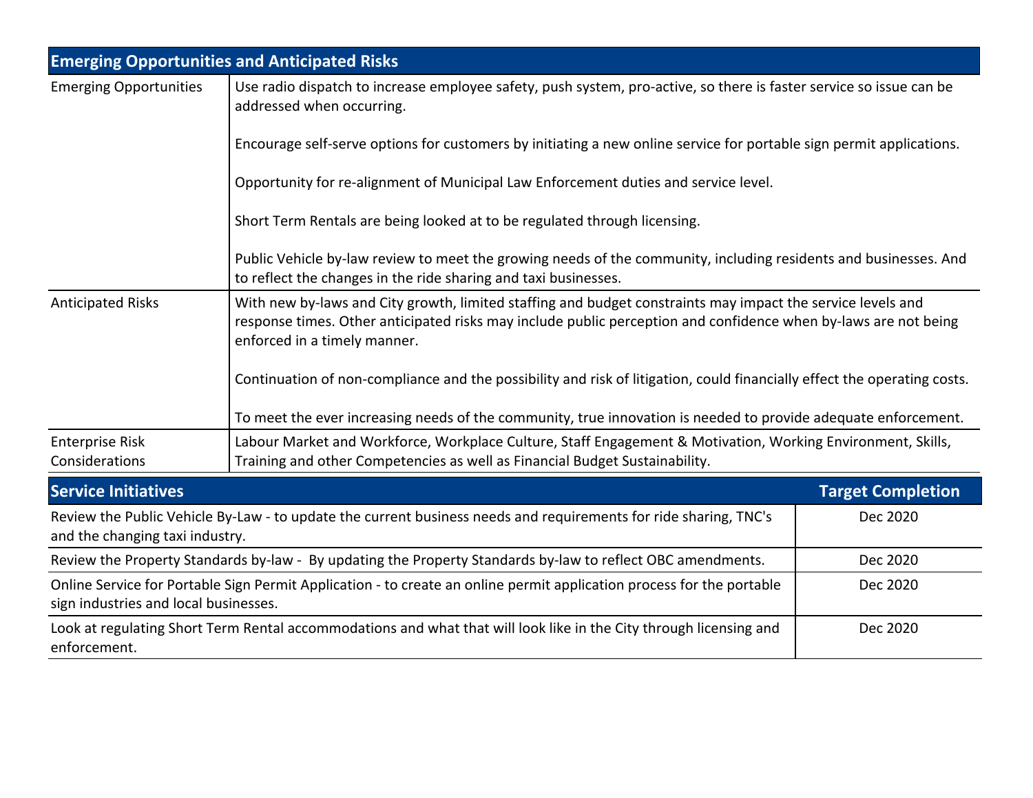| Emerging Opportunities and Anticipated Risks | |
|---|---|
| Emerging Opportunities | Use radio dispatch to increase employee safety, push system, pro-active, so there is faster service so issue can be addressed when occurring.<br><br>Encourage self-serve options for customers by initiating a new online service for portable sign permit applications.<br><br>Opportunity for re-alignment of Municipal Law Enforcement duties and service level.<br><br>Short Term Rentals are being looked at to be regulated through licensing.<br><br>Public Vehicle by-law review to meet the growing needs of the community, including residents and businesses. And to reflect the changes in the ride sharing and taxi businesses. |
| Anticipated Risks | With new by-laws and City growth, limited staffing and budget constraints may impact the service levels and response times. Other anticipated risks may include public perception and confidence when by-laws are not being enforced in a timely manner.<br><br>Continuation of non-compliance and the possibility and risk of litigation, could financially effect the operating costs.<br><br>To meet the ever increasing needs of the community, true innovation is needed to provide adequate enforcement. |
| Enterprise Risk Considerations | Labour Market and Workforce, Workplace Culture, Staff Engagement & Motivation, Working Environment, Skills, Training and other Competencies as well as Financial Budget Sustainability. |

| Service Initiatives | Target Completion |
|---|---|
| Review the Public Vehicle By-Law - to update the current business needs and requirements for ride sharing, TNC's and the changing taxi industry. | Dec 2020 |
| Review the Property Standards by-law - By updating the Property Standards by-law to reflect OBC amendments. | Dec 2020 |
| Online Service for Portable Sign Permit Application - to create an online permit application process for the portable sign industries and local businesses. | Dec 2020 |
| Look at regulating Short Term Rental accommodations and what that will look like in the City through licensing and enforcement. | Dec 2020 |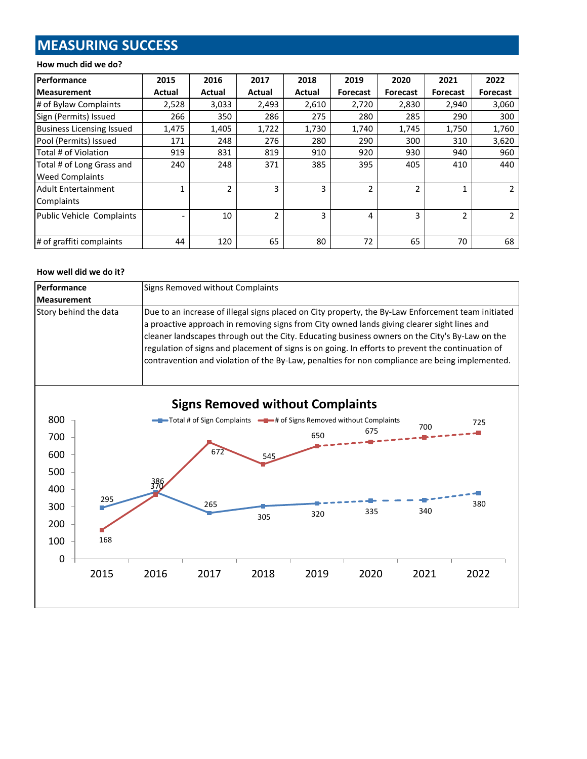## MEASURING SUCCESS

**How much did we do?**

| Performance Measurement | 2015 Actual | 2016 Actual | 2017 Actual | 2018 Actual | 2019 Forecast | 2020 Forecast | 2021 Forecast | 2022 Forecast |
|---|---|---|---|---|---|---|---|---|
| # of Bylaw Complaints | 2,528 | 3,033 | 2,493 | 2,610 | 2,720 | 2,830 | 2,940 | 3,060 |
| Sign (Permits) Issued | 266 | 350 | 286 | 275 | 280 | 285 | 290 | 300 |
| Business Licensing Issued | 1,475 | 1,405 | 1,722 | 1,730 | 1,740 | 1,745 | 1,750 | 1,760 |
| Pool (Permits) Issued | 171 | 248 | 276 | 280 | 290 | 300 | 310 | 3,620 |
| Total # of Violation | 919 | 831 | 819 | 910 | 920 | 930 | 940 | 960 |
| Total # of Long Grass and Weed Complaints | 240 | 248 | 371 | 385 | 395 | 405 | 410 | 440 |
| Adult Entertainment Complaints | 1 | 2 | 3 | 3 | 2 | 2 | 1 | 2 |
| Public Vehicle Complaints | - | 10 | 2 | 3 | 4 | 3 | 2 | 2 |
| # of graffiti complaints | 44 | 120 | 65 | 80 | 72 | 65 | 70 | 68 |

**How well did we do it?**

| Performance Measurement | Signs Removed without Complaints |
|---|---|
| Story behind the data | Due to an increase of illegal signs placed on City property, the By-Law Enforcement team initiated a proactive approach in removing signs from City owned lands giving clearer sight lines and cleaner landscapes through out the City. Educating business owners on the City's By-Law on the regulation of signs and placement of signs is on going. In efforts to prevent the continuation of contravention and violation of the By-Law, penalties for non compliance are being implemented. |

**Signs Removed without Complaints**

| | 2015 | 2016 | 2017 | 2018 | 2019 | 2020 | 2021 | 2022 |
|---|---|---|---|---|---|---|---|---|
| Total # of Sign Complaints | 295 | 386 | 265 | 305 | 320 | 335 | 340 | 380 |
| # of Signs Removed without Complaints | 168 | 370 | 672 | 545 | 650 | 675 | 700 | 725 |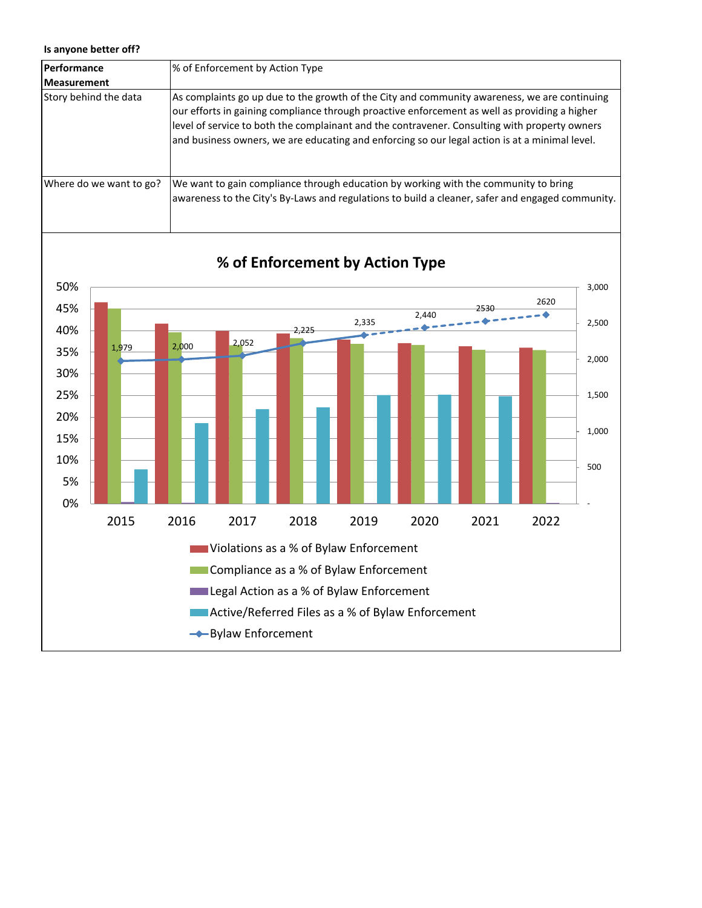**Is anyone better off?**

| | |
|---|---|
| **Performance Measurement** | % of Enforcement by Action Type |
| Story behind the data | As complaints go up due to the growth of the City and community awareness, we are continuing our efforts in gaining compliance through proactive enforcement as well as providing a higher level of service to both the complainant and the contravener. Consulting with property owners and business owners, we are educating and enforcing so our legal action is at a minimal level. |
| Where do we want to go? | We want to gain compliance through education by working with the community to bring awareness to the City's By-Laws and regulations to build a cleaner, safer and engaged community. |

**% of Enforcement by Action Type**

50%
45%
40%
35%
30%
25%
20%
15%
10%
5%
0%

3,000
2,500
2,000
1,500
1,000
500
-

1,979
2,000
2,052
2,225
2,335
2,440
2530
2620

2015
2016
2017
2018
2019
2020
2021
2022

Violations as a % of Bylaw Enforcement
Compliance as a % of Bylaw Enforcement
Legal Action as a % of Bylaw Enforcement
Active/Referred Files as a % of Bylaw Enforcement
Bylaw Enforcement